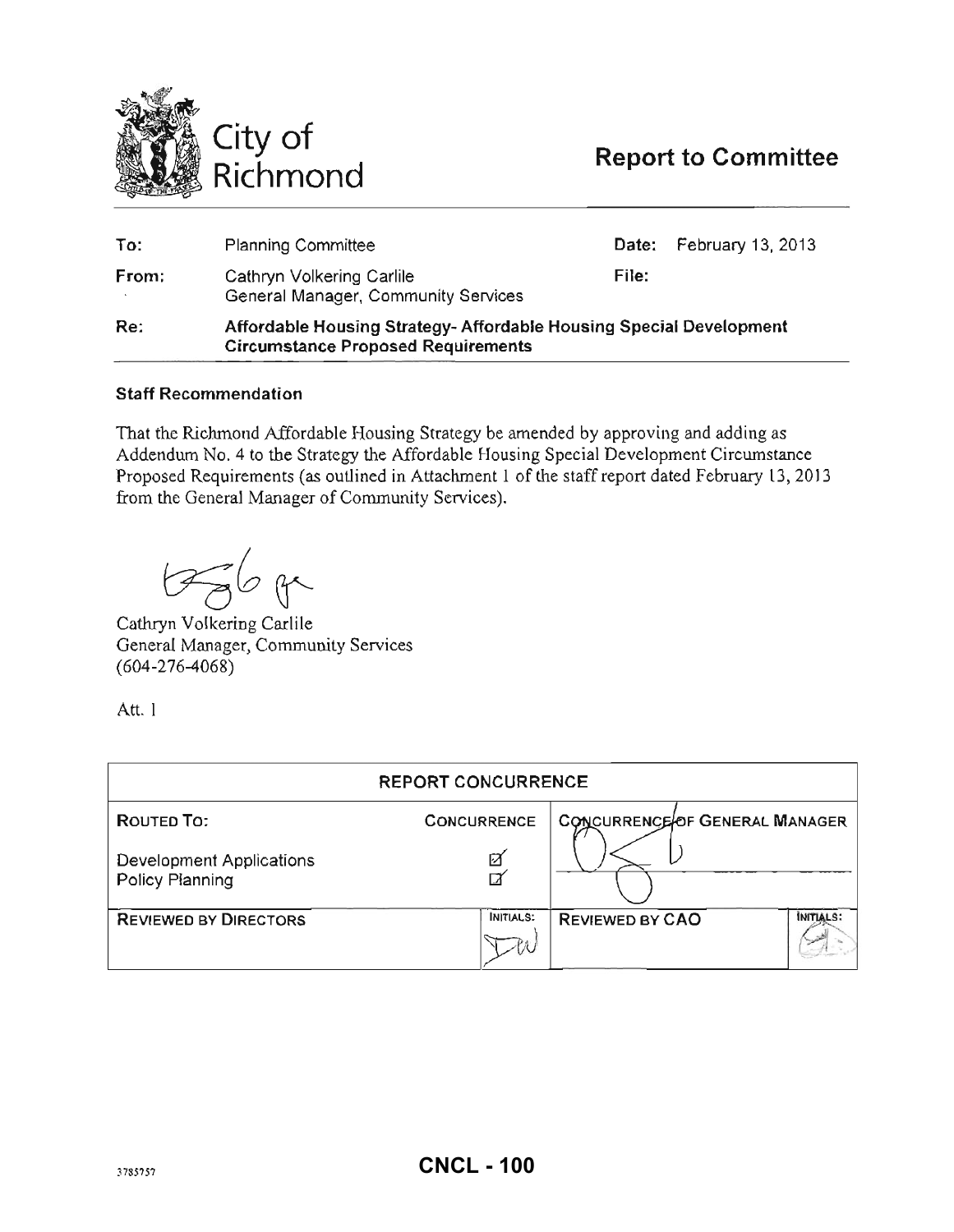City of Richmond

# Report to Committee

| | | | |
|---|---|---|---|
| To: | Planning Committee | Date: | February 13, 2013 |
| From: | Cathryn Volkering Carlile<br>General Manager, Community Services | File: | |
| Re: | **Affordable Housing Strategy- Affordable Housing Special Development Circumstance Proposed Requirements** | | |

### Staff Recommendation

That the Richmond Affordable Housing Strategy be amended by approving and adding as Addendum No. 4 to the Strategy the Affordable Housing Special Development Circumstance Proposed Requirements (as outlined in Attachment 1 of the staff report dated February 13, 2013 from the General Manager of Community Services).

Cathryn Volkering Carlile
General Manager, Community Services
(604-276-4068)

Att. 1

| REPORT CONCURRENCE | | |
|---|---|---|
| ROUTED TO: | CONCURRENCE | CONCURRENCE OF GENERAL MANAGER |
| Development Applications<br>Policy Planning | ☑<br>☑ | |
| REVIEWED BY DIRECTORS | INITIALS: | REVIEWED BY CAO — INITIALS: |

3785757

CNCL - 100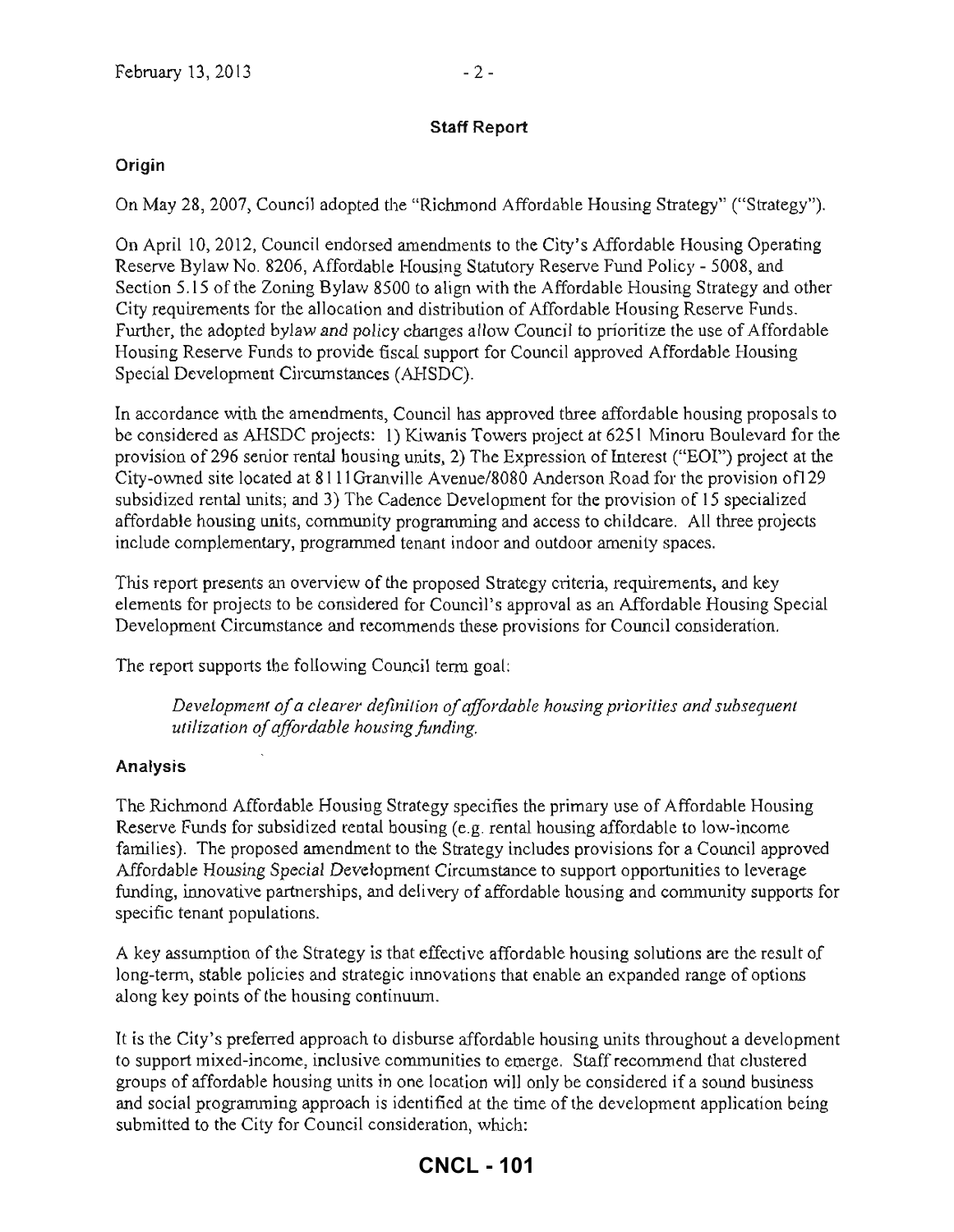## Staff Report

### Origin

On May 28, 2007, Council adopted the "Richmond Affordable Housing Strategy" ("Strategy").

On April 10, 2012, Council endorsed amendments to the City's Affordable Housing Operating Reserve Bylaw No. 8206, Affordable Housing Statutory Reserve Fund Policy - 5008, and Section 5.15 of the Zoning Bylaw 8500 to align with the Affordable Housing Strategy and other City requirements for the allocation and distribution of Affordable Housing Reserve Funds. Further, the adopted bylaw and policy changes allow Council to prioritize the use of Affordable Housing Reserve Funds to provide fiscal support for Council approved Affordable Housing Special Development Circumstances (AHSDC).

In accordance with the amendments, Council has approved three affordable housing proposals to be considered as AHSDC projects: 1) Kiwanis Towers project at 6251 Minoru Boulevard for the provision of 296 senior rental housing units, 2) The Expression of Interest ("EOI") project at the City-owned site located at 8111Granville Avenue/8080 Anderson Road for the provision of129 subsidized rental units; and 3) The Cadence Development for the provision of 15 specialized affordable housing units, community programming and access to childcare. All three projects include complementary, programmed tenant indoor and outdoor amenity spaces.

This report presents an overview of the proposed Strategy criteria, requirements, and key elements for projects to be considered for Council's approval as an Affordable Housing Special Development Circumstance and recommends these provisions for Council consideration.

The report supports the following Council term goal:

> *Development of a clearer definition of affordable housing priorities and subsequent utilization of affordable housing funding.*

### Analysis

The Richmond Affordable Housing Strategy specifies the primary use of Affordable Housing Reserve Funds for subsidized rental housing (e.g. rental housing affordable to low-income families). The proposed amendment to the Strategy includes provisions for a Council approved Affordable Housing Special Development Circumstance to support opportunities to leverage funding, innovative partnerships, and delivery of affordable housing and community supports for specific tenant populations.

A key assumption of the Strategy is that effective affordable housing solutions are the result of long-term, stable policies and strategic innovations that enable an expanded range of options along key points of the housing continuum.

It is the City's preferred approach to disburse affordable housing units throughout a development to support mixed-income, inclusive communities to emerge. Staff recommend that clustered groups of affordable housing units in one location will only be considered if a sound business and social programming approach is identified at the time of the development application being submitted to the City for Council consideration, which: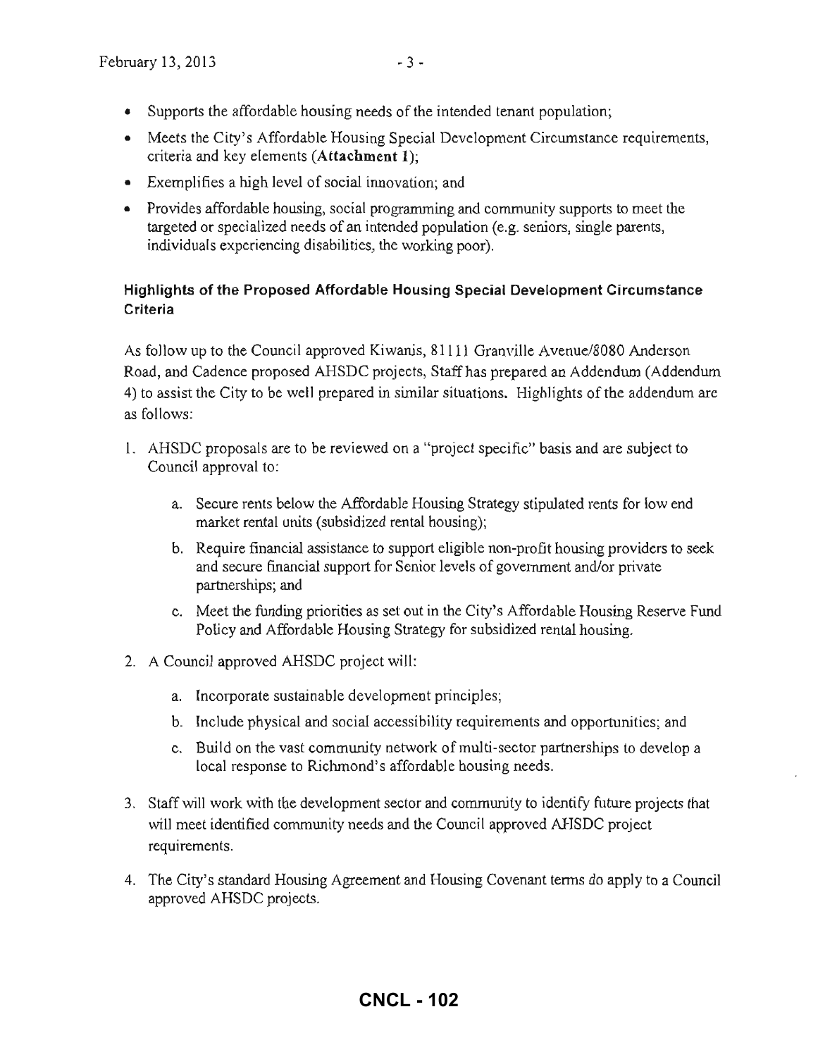- Supports the affordable housing needs of the intended tenant population;
- Meets the City's Affordable Housing Special Development Circumstance requirements, criteria and key elements (**Attachment 1**);
- Exemplifies a high level of social innovation; and
- Provides affordable housing, social programming and community supports to meet the targeted or specialized needs of an intended population (e.g. seniors, single parents, individuals experiencing disabilities, the working poor).

### Highlights of the Proposed Affordable Housing Special Development Circumstance Criteria

As follow up to the Council approved Kiwanis, 81111 Granville Avenue/8080 Anderson Road, and Cadence proposed AHSDC projects, Staff has prepared an Addendum (Addendum 4) to assist the City to be well prepared in similar situations. Highlights of the addendum are as follows:

1. AHSDC proposals are to be reviewed on a "project specific" basis and are subject to Council approval to:
   a. Secure rents below the Affordable Housing Strategy stipulated rents for low end market rental units (subsidized rental housing);
   b. Require financial assistance to support eligible non-profit housing providers to seek and secure financial support for Senior levels of government and/or private partnerships; and
   c. Meet the funding priorities as set out in the City's Affordable Housing Reserve Fund Policy and Affordable Housing Strategy for subsidized rental housing.
2. A Council approved AHSDC project will:
   a. Incorporate sustainable development principles;
   b. Include physical and social accessibility requirements and opportunities; and
   c. Build on the vast community network of multi-sector partnerships to develop a local response to Richmond's affordable housing needs.
3. Staff will work with the development sector and community to identify future projects that will meet identified community needs and the Council approved AHSDC project requirements.
4. The City's standard Housing Agreement and Housing Covenant terms do apply to a Council approved AHSDC projects.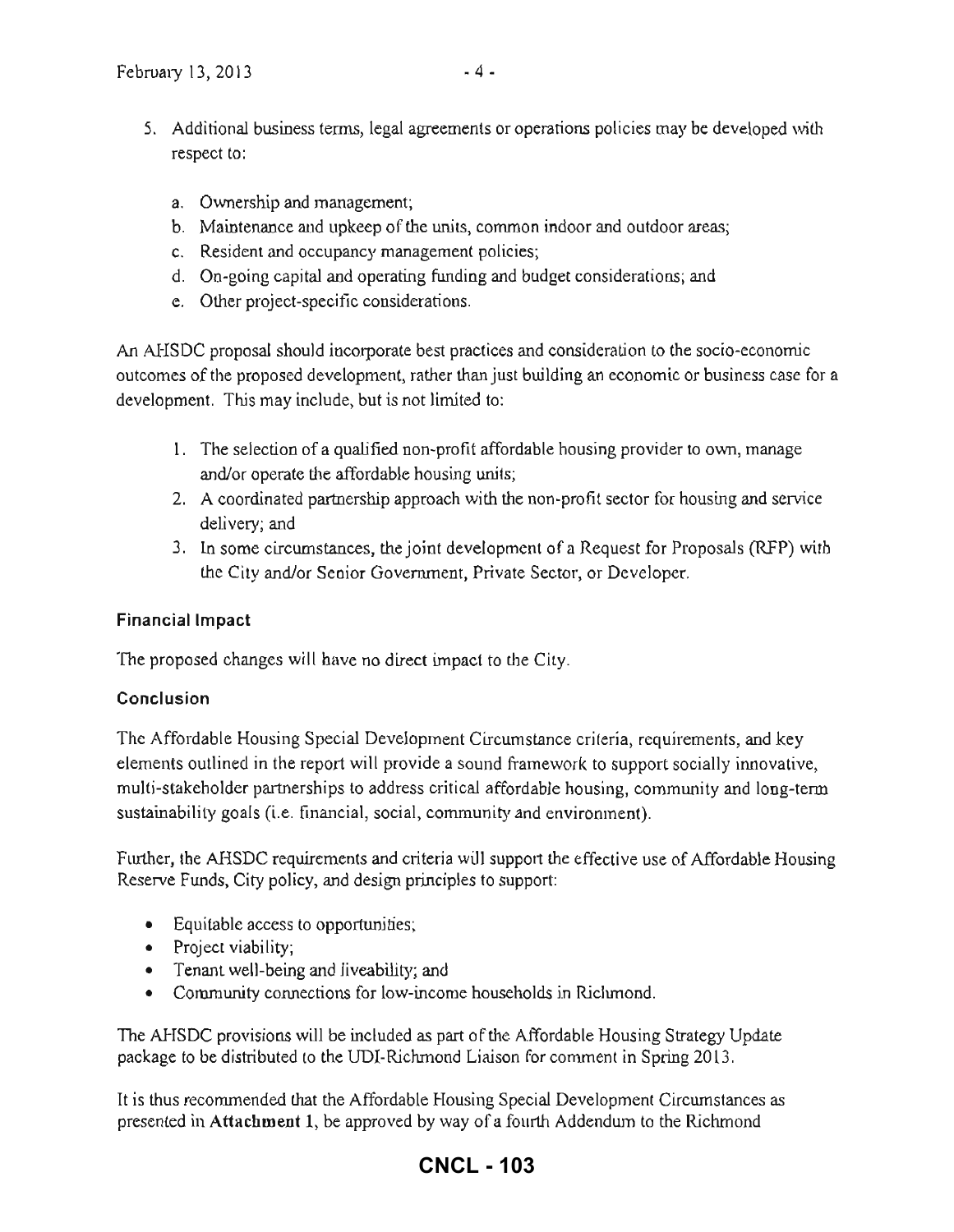5. Additional business terms, legal agreements or operations policies may be developed with respect to:

    a. Ownership and management;
    b. Maintenance and upkeep of the units, common indoor and outdoor areas;
    c. Resident and occupancy management policies;
    d. On-going capital and operating funding and budget considerations; and
    e. Other project-specific considerations.

An AHSDC proposal should incorporate best practices and consideration to the socio-economic outcomes of the proposed development, rather than just building an economic or business case for a development. This may include, but is not limited to:

1. The selection of a qualified non-profit affordable housing provider to own, manage and/or operate the affordable housing units;
2. A coordinated partnership approach with the non-profit sector for housing and service delivery; and
3. In some circumstances, the joint development of a Request for Proposals (RFP) with the City and/or Senior Government, Private Sector, or Developer.

### Financial Impact

The proposed changes will have no direct impact to the City.

### Conclusion

The Affordable Housing Special Development Circumstance criteria, requirements, and key elements outlined in the report will provide a sound framework to support socially innovative, multi-stakeholder partnerships to address critical affordable housing, community and long-term sustainability goals (i.e. financial, social, community and environment).

Further, the AHSDC requirements and criteria will support the effective use of Affordable Housing Reserve Funds, City policy, and design principles to support:

- Equitable access to opportunities;
- Project viability;
- Tenant well-being and liveability; and
- Community connections for low-income households in Richmond.

The AHSDC provisions will be included as part of the Affordable Housing Strategy Update package to be distributed to the UDI-Richmond Liaison for comment in Spring 2013.

It is thus recommended that the Affordable Housing Special Development Circumstances as presented in **Attachment 1**, be approved by way of a fourth Addendum to the Richmond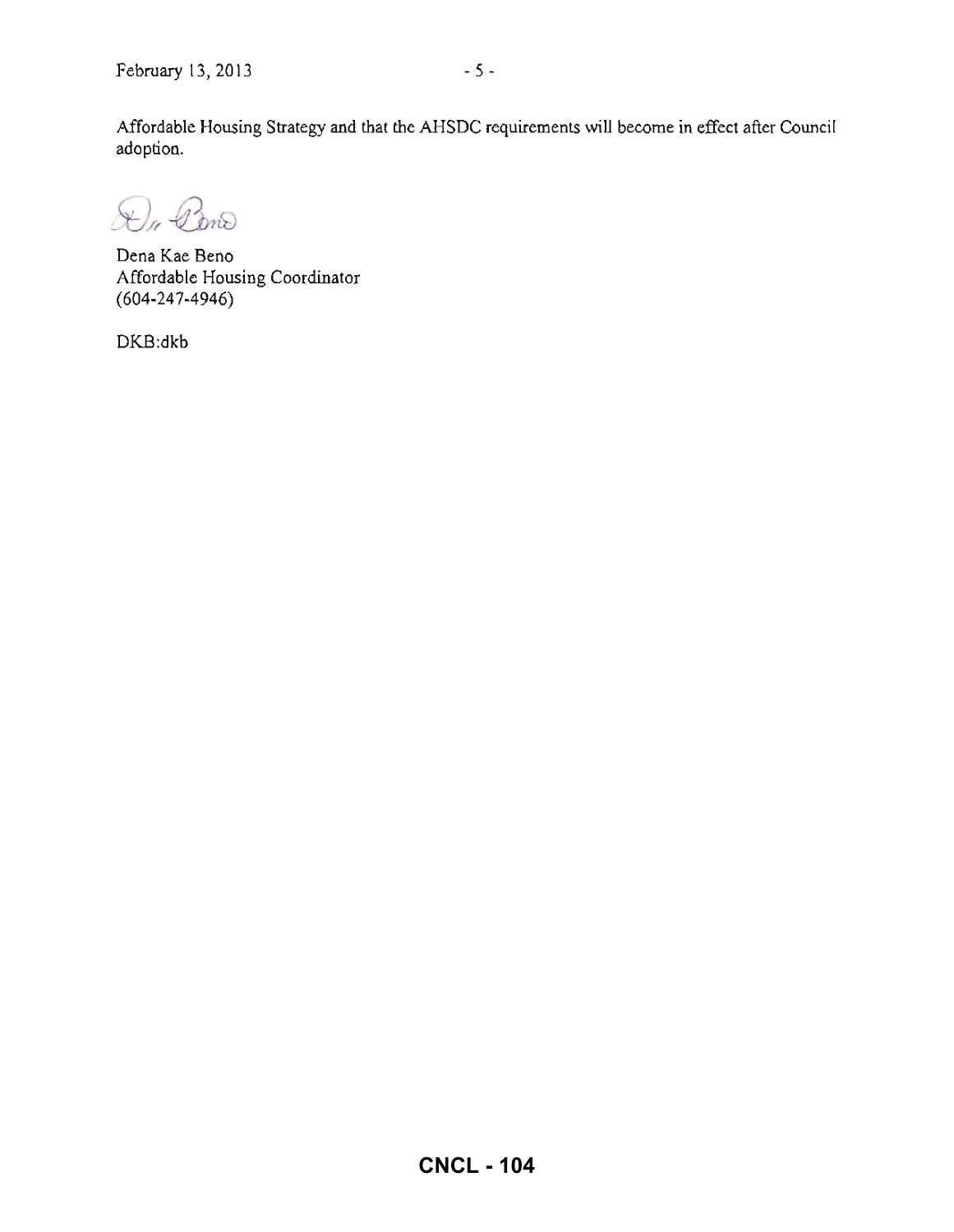Affordable Housing Strategy and that the AHSDC requirements will become in effect after Council adoption.

Dena Kae Beno
Affordable Housing Coordinator
(604-247-4946)

DKB:dkb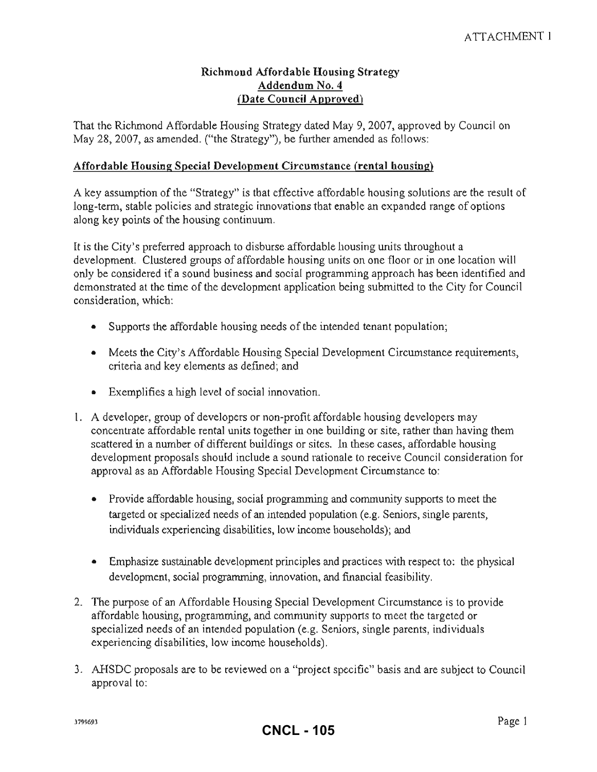ATTACHMENT 1

**Richmond Affordable Housing Strategy**
**Addendum No. 4**
**(Date Council Approved)**

That the Richmond Affordable Housing Strategy dated May 9, 2007, approved by Council on May 28, 2007, as amended. ("the Strategy"), be further amended as follows:

**Affordable Housing Special Development Circumstance (rental housing)**

A key assumption of the "Strategy" is that effective affordable housing solutions are the result of long-term, stable policies and strategic innovations that enable an expanded range of options along key points of the housing continuum.

It is the City's preferred approach to disburse affordable housing units throughout a development. Clustered groups of affordable housing units on one floor or in one location will only be considered if a sound business and social programming approach has been identified and demonstrated at the time of the development application being submitted to the City for Council consideration, which:

- Supports the affordable housing needs of the intended tenant population;
- Meets the City's Affordable Housing Special Development Circumstance requirements, criteria and key elements as defined; and
- Exemplifies a high level of social innovation.

1. A developer, group of developers or non-profit affordable housing developers may concentrate affordable rental units together in one building or site, rather than having them scattered in a number of different buildings or sites. In these cases, affordable housing development proposals should include a sound rationale to receive Council consideration for approval as an Affordable Housing Special Development Circumstance to:
   - Provide affordable housing, social programming and community supports to meet the targeted or specialized needs of an intended population (e.g. Seniors, single parents, individuals experiencing disabilities, low income households); and
   - Emphasize sustainable development principles and practices with respect to: the physical development, social programming, innovation, and financial feasibility.
2. The purpose of an Affordable Housing Special Development Circumstance is to provide affordable housing, programming, and community supports to meet the targeted or specialized needs of an intended population (e.g. Seniors, single parents, individuals experiencing disabilities, low income households).
3. AHSDC proposals are to be reviewed on a "project specific" basis and are subject to Council approval to: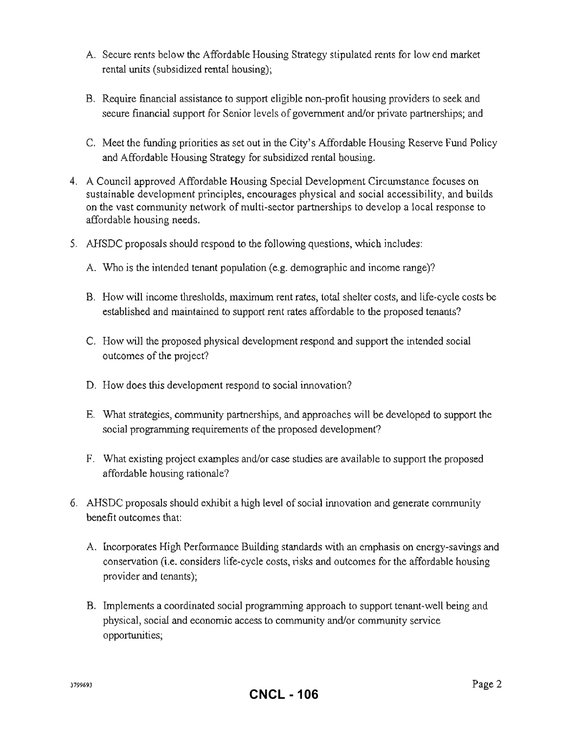A. Secure rents below the Affordable Housing Strategy stipulated rents for low end market rental units (subsidized rental housing);

B. Require financial assistance to support eligible non-profit housing providers to seek and secure financial support for Senior levels of government and/or private partnerships; and

C. Meet the funding priorities as set out in the City's Affordable Housing Reserve Fund Policy and Affordable Housing Strategy for subsidized rental housing.

4. A Council approved Affordable Housing Special Development Circumstance focuses on sustainable development principles, encourages physical and social accessibility, and builds on the vast community network of multi-sector partnerships to develop a local response to affordable housing needs.

5. AHSDC proposals should respond to the following questions, which includes:

   A. Who is the intended tenant population (e.g. demographic and income range)?

   B. How will income thresholds, maximum rent rates, total shelter costs, and life-cycle costs be established and maintained to support rent rates affordable to the proposed tenants?

   C. How will the proposed physical development respond and support the intended social outcomes of the project?

   D. How does this development respond to social innovation?

   E. What strategies, community partnerships, and approaches will be developed to support the social programming requirements of the proposed development?

   F. What existing project examples and/or case studies are available to support the proposed affordable housing rationale?

6. AHSDC proposals should exhibit a high level of social innovation and generate community benefit outcomes that:

   A. Incorporates High Performance Building standards with an emphasis on energy-savings and conservation (i.e. considers life-cycle costs, risks and outcomes for the affordable housing provider and tenants);

   B. Implements a coordinated social programming approach to support tenant-well being and physical, social and economic access to community and/or community service opportunities;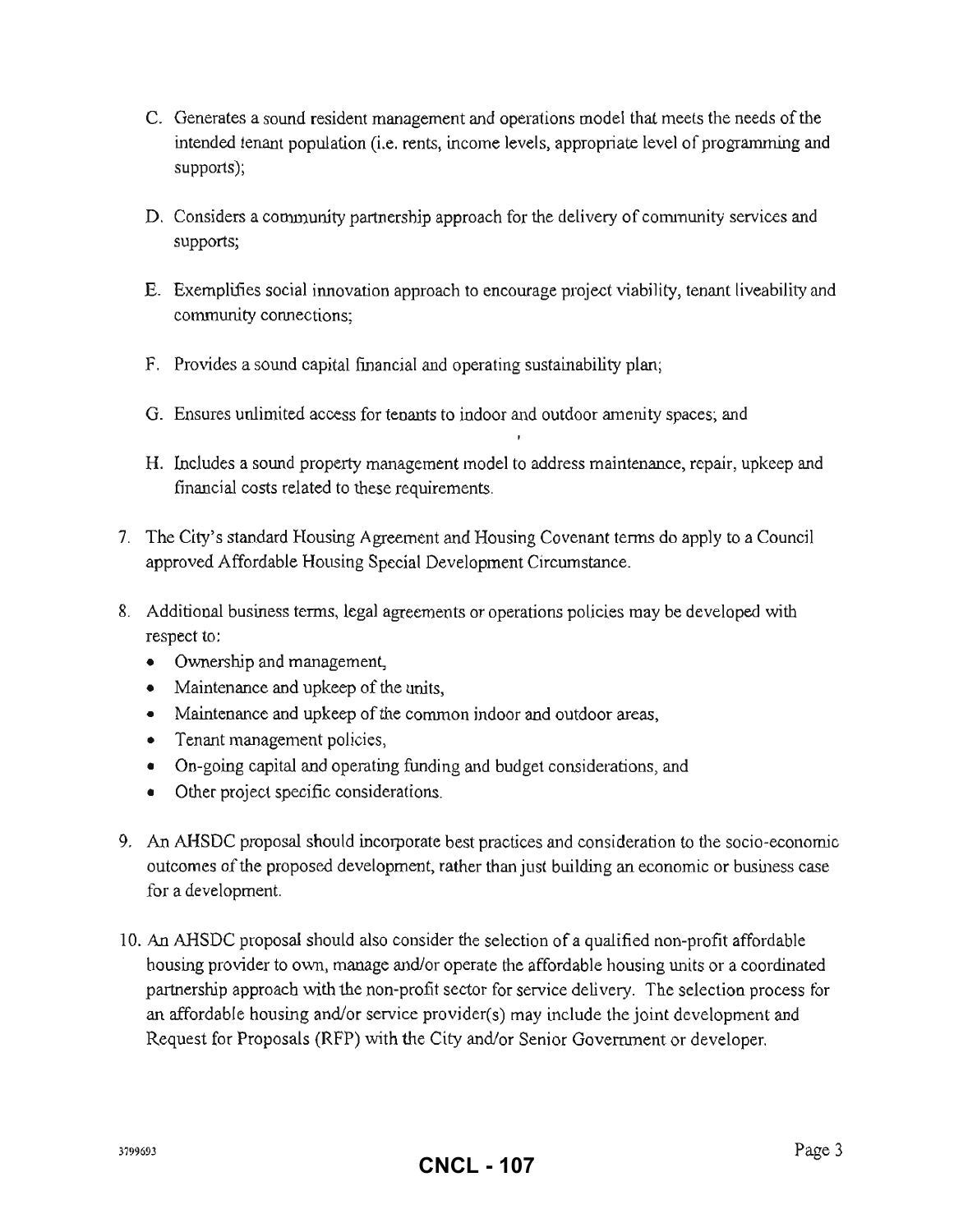C. Generates a sound resident management and operations model that meets the needs of the intended tenant population (i.e. rents, income levels, appropriate level of programming and supports);

D. Considers a community partnership approach for the delivery of community services and supports;

E. Exemplifies social innovation approach to encourage project viability, tenant liveability and community connections;

F. Provides a sound capital financial and operating sustainability plan;

G. Ensures unlimited access for tenants to indoor and outdoor amenity spaces; and

H. Includes a sound property management model to address maintenance, repair, upkeep and financial costs related to these requirements.

7. The City's standard Housing Agreement and Housing Covenant terms do apply to a Council approved Affordable Housing Special Development Circumstance.

8. Additional business terms, legal agreements or operations policies may be developed with respect to:
   - Ownership and management,
   - Maintenance and upkeep of the units,
   - Maintenance and upkeep of the common indoor and outdoor areas,
   - Tenant management policies,
   - On-going capital and operating funding and budget considerations, and
   - Other project specific considerations.

9. An AHSDC proposal should incorporate best practices and consideration to the socio-economic outcomes of the proposed development, rather than just building an economic or business case for a development.

10. An AHSDC proposal should also consider the selection of a qualified non-profit affordable housing provider to own, manage and/or operate the affordable housing units or a coordinated partnership approach with the non-profit sector for service delivery. The selection process for an affordable housing and/or service provider(s) may include the joint development and Request for Proposals (RFP) with the City and/or Senior Government or developer.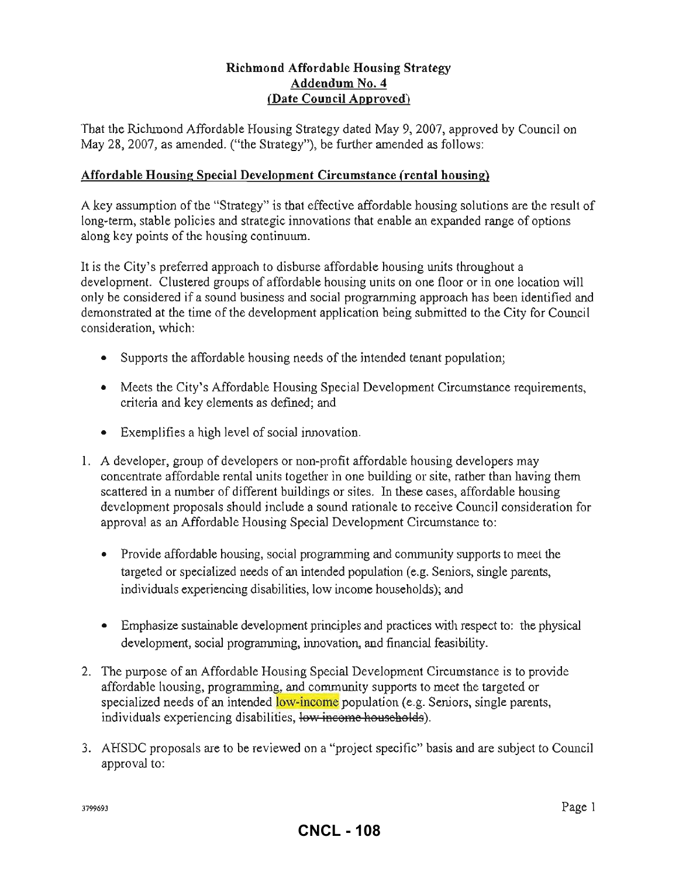**Richmond Affordable Housing Strategy**
**Addendum No. 4**
**(Date Council Approved)**

That the Richmond Affordable Housing Strategy dated May 9, 2007, approved by Council on May 28, 2007, as amended. ("the Strategy"), be further amended as follows:

**Affordable Housing Special Development Circumstance (rental housing)**

A key assumption of the "Strategy" is that effective affordable housing solutions are the result of long-term, stable policies and strategic innovations that enable an expanded range of options along key points of the housing continuum.

It is the City's preferred approach to disburse affordable housing units throughout a development. Clustered groups of affordable housing units on one floor or in one location will only be considered if a sound business and social programming approach has been identified and demonstrated at the time of the development application being submitted to the City for Council consideration, which:

- Supports the affordable housing needs of the intended tenant population;
- Meets the City's Affordable Housing Special Development Circumstance requirements, criteria and key elements as defined; and
- Exemplifies a high level of social innovation.

1. A developer, group of developers or non-profit affordable housing developers may concentrate affordable rental units together in one building or site, rather than having them scattered in a number of different buildings or sites. In these cases, affordable housing development proposals should include a sound rationale to receive Council consideration for approval as an Affordable Housing Special Development Circumstance to:
   - Provide affordable housing, social programming and community supports to meet the targeted or specialized needs of an intended population (e.g. Seniors, single parents, individuals experiencing disabilities, low income households); and
   - Emphasize sustainable development principles and practices with respect to: the physical development, social programming, innovation, and financial feasibility.
2. The purpose of an Affordable Housing Special Development Circumstance is to provide affordable housing, programming, and community supports to meet the targeted or specialized needs of an intended low-income population (e.g. Seniors, single parents, individuals experiencing disabilities, ~~low income households~~).
3. AHSDC proposals are to be reviewed on a "project specific" basis and are subject to Council approval to:

3799693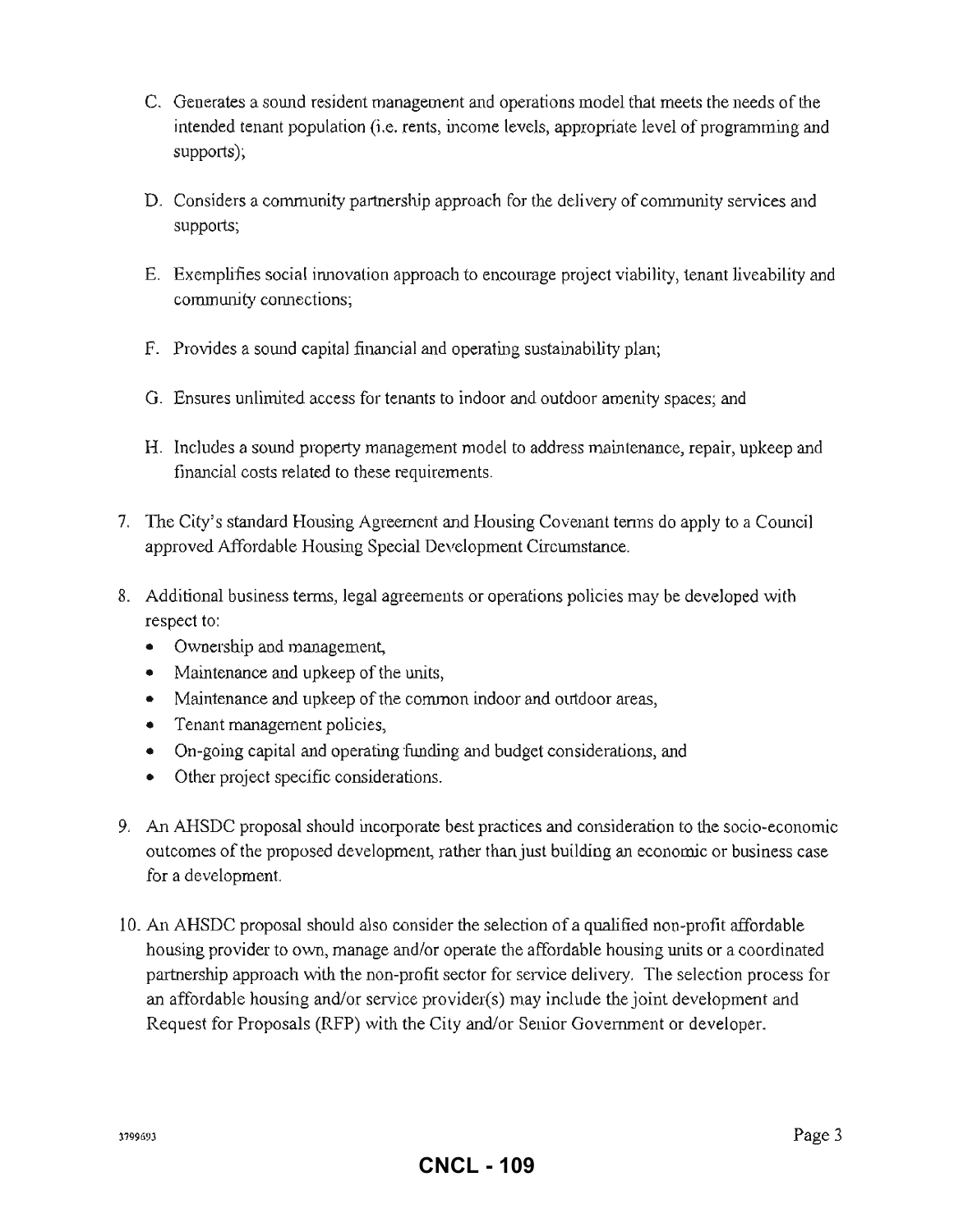C. Generates a sound resident management and operations model that meets the needs of the intended tenant population (i.e. rents, income levels, appropriate level of programming and supports);

D. Considers a community partnership approach for the delivery of community services and supports;

E. Exemplifies social innovation approach to encourage project viability, tenant liveability and community connections;

F. Provides a sound capital financial and operating sustainability plan;

G. Ensures unlimited access for tenants to indoor and outdoor amenity spaces; and

H. Includes a sound property management model to address maintenance, repair, upkeep and financial costs related to these requirements.

7. The City's standard Housing Agreement and Housing Covenant terms do apply to a Council approved Affordable Housing Special Development Circumstance.

8. Additional business terms, legal agreements or operations policies may be developed with respect to:
   - Ownership and management,
   - Maintenance and upkeep of the units,
   - Maintenance and upkeep of the common indoor and outdoor areas,
   - Tenant management policies,
   - On-going capital and operating funding and budget considerations, and
   - Other project specific considerations.

9. An AHSDC proposal should incorporate best practices and consideration to the socio-economic outcomes of the proposed development, rather than just building an economic or business case for a development.

10. An AHSDC proposal should also consider the selection of a qualified non-profit affordable housing provider to own, manage and/or operate the affordable housing units or a coordinated partnership approach with the non-profit sector for service delivery. The selection process for an affordable housing and/or service provider(s) may include the joint development and Request for Proposals (RFP) with the City and/or Senior Government or developer.